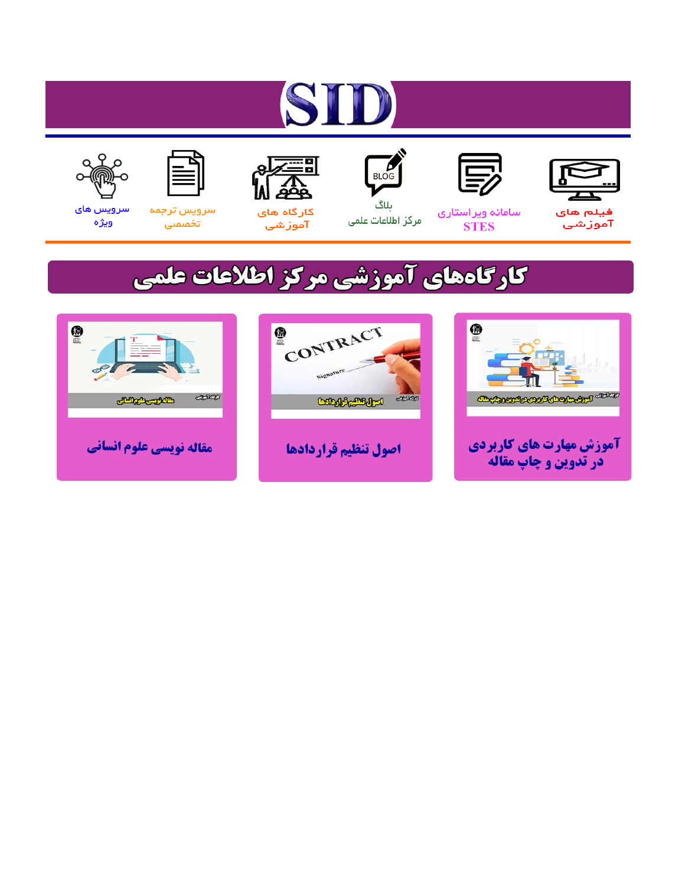# SID

فیلم های آموزشی

سامانه ویراستاری STES

بلاگ مرکز اطلاعات علمی

کارگاه های آموزشی

سرویس ترجمه تخصصی

سرویس های ویژه

## کارگاه‌های آموزشی مرکز اطلاعات علمی

آموزش مهارت های کاربردی در تدوین و چاپ مقاله

اصول تنظیم قراردادها

مقاله نویسی علوم انسانی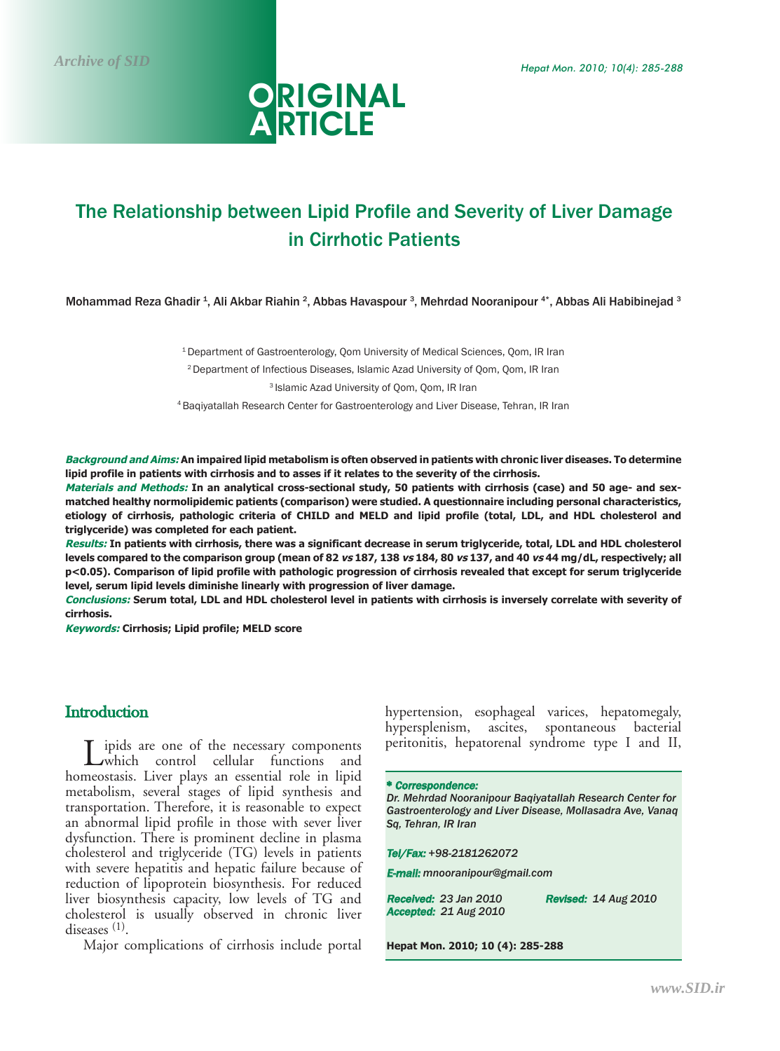# The Relationship between Lipid Profile and Severity of Liver Damage in Cirrhotic Patients

Mohammad Reza Ghadir [1], Ali Akbar Riahin [2], Abbas Havaspour [3], Mehrdad Nooranipour [4*], Abbas Ali Habibinejad [3]

[1] Department of Gastroenterology, Qom University of Medical Sciences, Qom, IR Iran

[2] Department of Infectious Diseases, Islamic Azad University of Qom, Qom, IR Iran

[3] Islamic Azad University of Qom, Qom, IR Iran

[4] Baqiyatallah Research Center for Gastroenterology and Liver Disease, Tehran, IR Iran

***Background and Aims:*** **An impaired lipid metabolism is often observed in patients with chronic liver diseases. To determine lipid profile in patients with cirrhosis and to asses if it relates to the severity of the cirrhosis.**

***Materials and Methods:*** **In an analytical cross-sectional study, 50 patients with cirrhosis (case) and 50 age- and sex-matched healthy normolipidemic patients (comparison) were studied. A questionnaire including personal characteristics, etiology of cirrhosis, pathologic criteria of CHILD and MELD and lipid profile (total, LDL, and HDL cholesterol and triglyceride) was completed for each patient.**

***Results:*** **In patients with cirrhosis, there was a significant decrease in serum triglyceride, total, LDL and HDL cholesterol levels compared to the comparison group (mean of 82 *vs* 187, 138 *vs* 184, 80 *vs* 137, and 40 *vs* 44 mg/dL, respectively; all p<0.05). Comparison of lipid profile with pathologic progression of cirrhosis revealed that except for serum triglyceride level, serum lipid levels diminishe linearly with progression of liver damage.**

***Conclusions:*** **Serum total, LDL and HDL cholesterol level in patients with cirrhosis is inversely correlate with severity of cirrhosis.**

***Keywords:*** **Cirrhosis; Lipid profile; MELD score**

## Introduction

Lipids are one of the necessary components which control cellular functions and homeostasis. Liver plays an essential role in lipid metabolism, several stages of lipid synthesis and transportation. Therefore, it is reasonable to expect an abnormal lipid profile in those with sever liver dysfunction. There is prominent decline in plasma cholesterol and triglyceride (TG) levels in patients with severe hepatitis and hepatic failure because of reduction of lipoprotein biosynthesis. For reduced liver biosynthesis capacity, low levels of TG and cholesterol is usually observed in chronic liver diseases [1].

Major complications of cirrhosis include portal hypertension, esophageal varices, hepatomegaly, hypersplenism, ascites, spontaneous bacterial peritonitis, hepatorenal syndrome type I and II,

***\* Correspondence:***
*Dr. Mehrdad Nooranipour Baqiyatallah Research Center for Gastroenterology and Liver Disease, Mollasadra Ave, Vanaq Sq, Tehran, IR Iran*

***Tel/Fax:*** *+98-2181262072*

***E-mail:*** *mnooranipour@gmail.com*

***Received:*** *23 Jan 2010* ***Revised:*** *14 Aug 2010* ***Accepted:*** *21 Aug 2010*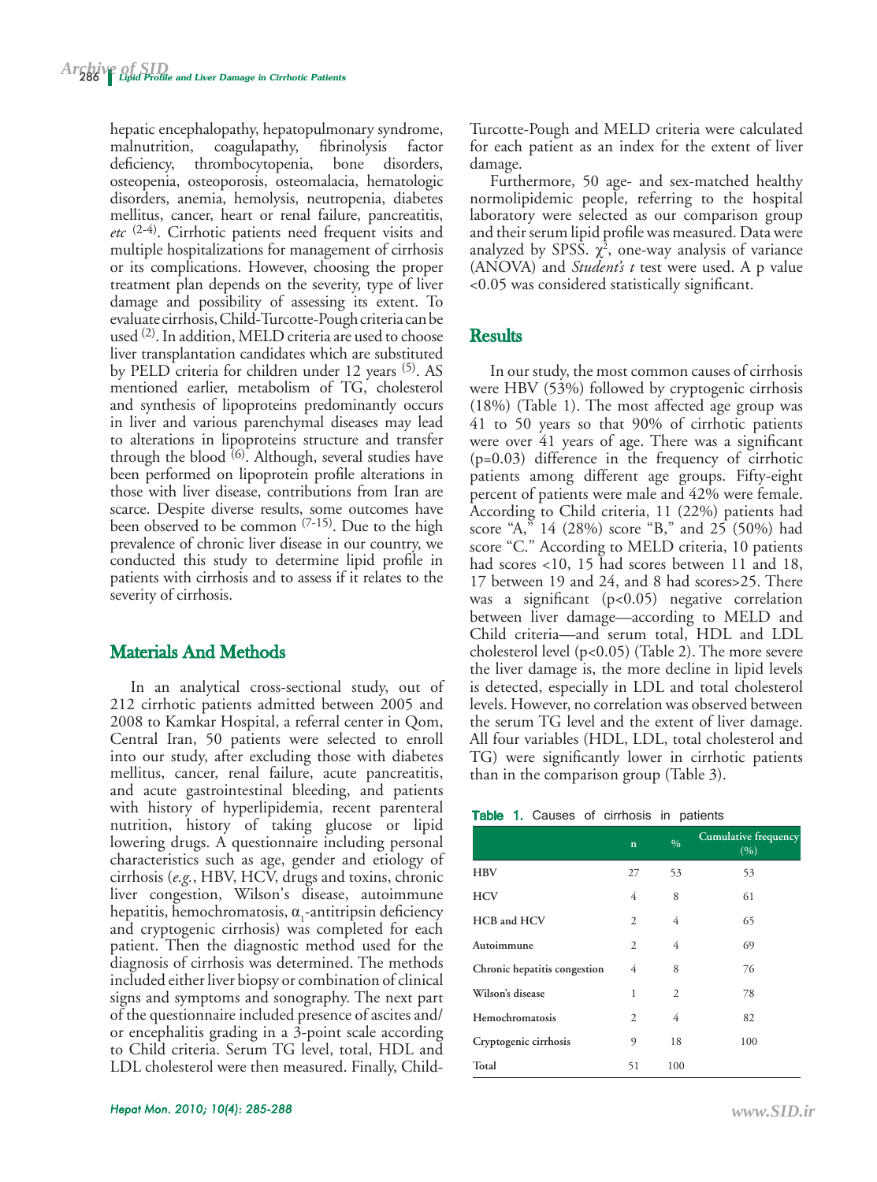hepatic encephalopathy, hepatopulmonary syndrome, malnutrition, coagulapathy, fibrinolysis factor deficiency, thrombocytopenia, bone disorders, osteopenia, osteoporosis, osteomalacia, hematologic disorders, anemia, hemolysis, neutropenia, diabetes mellitus, cancer, heart or renal failure, pancreatitis, *etc* [2-4]. Cirrhotic patients need frequent visits and multiple hospitalizations for management of cirrhosis or its complications. However, choosing the proper treatment plan depends on the severity, type of liver damage and possibility of assessing its extent. To evaluate cirrhosis, Child-Turcotte-Pough criteria can be used [2]. In addition, MELD criteria are used to choose liver transplantation candidates which are substituted by PELD criteria for children under 12 years [5]. AS mentioned earlier, metabolism of TG, cholesterol and synthesis of lipoproteins predominantly occurs in liver and various parenchymal diseases may lead to alterations in lipoproteins structure and transfer through the blood [6]. Although, several studies have been performed on lipoprotein profile alterations in those with liver disease, contributions from Iran are scarce. Despite diverse results, some outcomes have been observed to be common [7-15]. Due to the high prevalence of chronic liver disease in our country, we conducted this study to determine lipid profile in patients with cirrhosis and to assess if it relates to the severity of cirrhosis.

## Materials And Methods

In an analytical cross-sectional study, out of 212 cirrhotic patients admitted between 2005 and 2008 to Kamkar Hospital, a referral center in Qom, Central Iran, 50 patients were selected to enroll into our study, after excluding those with diabetes mellitus, cancer, renal failure, acute pancreatitis, and acute gastrointestinal bleeding, and patients with history of hyperlipidemia, recent parenteral nutrition, history of taking glucose or lipid lowering drugs. A questionnaire including personal characteristics such as age, gender and etiology of cirrhosis (*e.g.*, HBV, HCV, drugs and toxins, chronic liver congestion, Wilson's disease, autoimmune hepatitis, hemochromatosis, $\alpha_1$-antitripsin deficiency and cryptogenic cirrhosis) was completed for each patient. Then the diagnostic method used for the diagnosis of cirrhosis was determined. The methods included either liver biopsy or combination of clinical signs and symptoms and sonography. The next part of the questionnaire included presence of ascites and/or encephalitis grading in a 3-point scale according to Child criteria. Serum TG level, total, HDL and LDL cholesterol were then measured. Finally, Child-Turcotte-Pough and MELD criteria were calculated for each patient as an index for the extent of liver damage.

Furthermore, 50 age- and sex-matched healthy normolipidemic people, referring to the hospital laboratory were selected as our comparison group and their serum lipid profile was measured. Data were analyzed by SPSS. $\chi^2$, one-way analysis of variance (ANOVA) and *Student's t* test were used. A p value <0.05 was considered statistically significant.

## Results

In our study, the most common causes of cirrhosis were HBV (53%) followed by cryptogenic cirrhosis (18%) (Table 1). The most affected age group was 41 to 50 years so that 90% of cirrhotic patients were over 41 years of age. There was a significant ($p=0.03$) difference in the frequency of cirrhotic patients among different age groups. Fifty-eight percent of patients were male and 42% were female. According to Child criteria, 11 (22%) patients had score "A," 14 (28%) score "B," and 25 (50%) had score "C." According to MELD criteria, 10 patients had scores <10, 15 had scores between 11 and 18, 17 between 19 and 24, and 8 had scores>25. There was a significant ($p<0.05$) negative correlation between liver damage—according to MELD and Child criteria—and serum total, HDL and LDL cholesterol level ($p<0.05$) (Table 2). The more severe the liver damage is, the more decline in lipid levels is detected, especially in LDL and total cholesterol levels. However, no correlation was observed between the serum TG level and the extent of liver damage. All four variables (HDL, LDL, total cholesterol and TG) were significantly lower in cirrhotic patients than in the comparison group (Table 3).

**Table 1.** Causes of cirrhosis in patients

| | n | % | Cumulative frequency (%) |
|---|---|---|---|
| HBV | 27 | 53 | 53 |
| HCV | 4 | 8 | 61 |
| HCB and HCV | 2 | 4 | 65 |
| Autoimmune | 2 | 4 | 69 |
| Chronic hepatitis congestion | 4 | 8 | 76 |
| Wilson's disease | 1 | 2 | 78 |
| Hemochromatosis | 2 | 4 | 82 |
| Cryptogenic cirrhosis | 9 | 18 | 100 |
| Total | 51 | 100 | |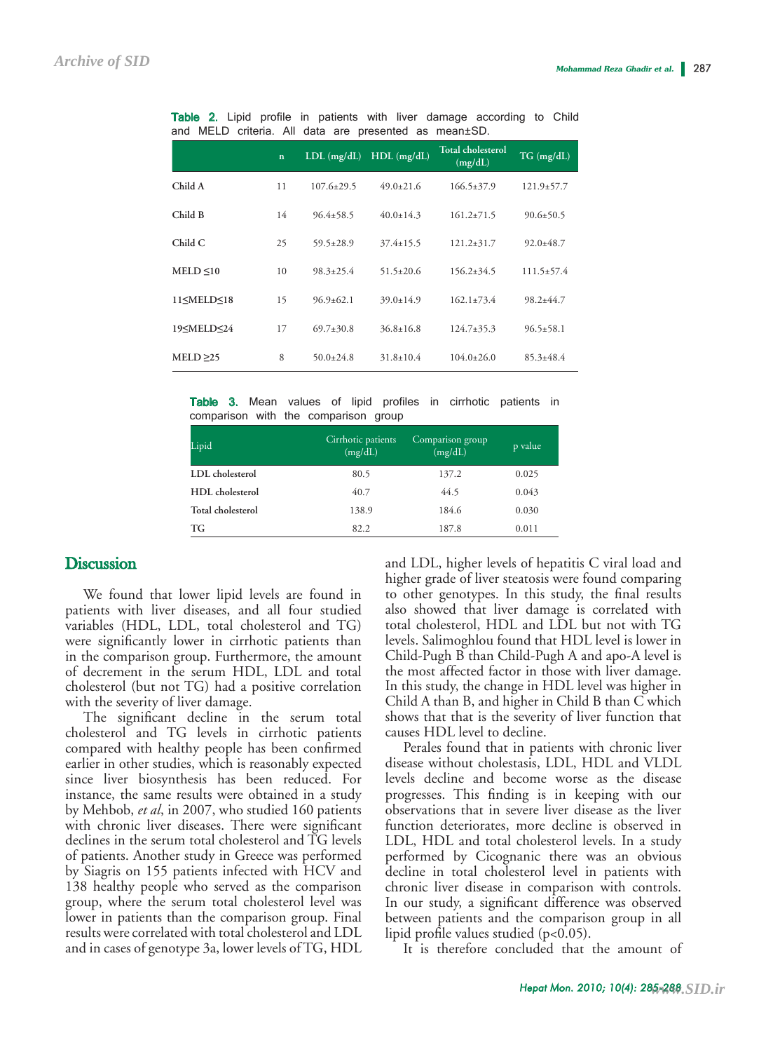**Table 2.** Lipid profile in patients with liver damage according to Child and MELD criteria. All data are presented as mean±SD.

| | n | LDL (mg/dL) | HDL (mg/dL) | Total cholesterol (mg/dL) | TG (mg/dL) |
|---|---|---|---|---|---|
| Child A | 11 | 107.6±29.5 | 49.0±21.6 | 166.5±37.9 | 121.9±57.7 |
| Child B | 14 | 96.4±58.5 | 40.0±14.3 | 161.2±71.5 | 90.6±50.5 |
| Child C | 25 | 59.5±28.9 | 37.4±15.5 | 121.2±31.7 | 92.0±48.7 |
| MELD ≤10 | 10 | 98.3±25.4 | 51.5±20.6 | 156.2±34.5 | 111.5±57.4 |
| 11≤MELD≤18 | 15 | 96.9±62.1 | 39.0±14.9 | 162.1±73.4 | 98.2±44.7 |
| 19≤MELD≤24 | 17 | 69.7±30.8 | 36.8±16.8 | 124.7±35.3 | 96.5±58.1 |
| MELD ≥25 | 8 | 50.0±24.8 | 31.8±10.4 | 104.0±26.0 | 85.3±48.4 |

**Table 3.** Mean values of lipid profiles in cirrhotic patients in comparison with the comparison group

| Lipid | Cirrhotic patients (mg/dL) | Comparison group (mg/dL) | p value |
|---|---|---|---|
| LDL cholesterol | 80.5 | 137.2 | 0.025 |
| HDL cholesterol | 40.7 | 44.5 | 0.043 |
| Total cholesterol | 138.9 | 184.6 | 0.030 |
| TG | 82.2 | 187.8 | 0.011 |

## Discussion

We found that lower lipid levels are found in patients with liver diseases, and all four studied variables (HDL, LDL, total cholesterol and TG) were significantly lower in cirrhotic patients than in the comparison group. Furthermore, the amount of decrement in the serum HDL, LDL and total cholesterol (but not TG) had a positive correlation with the severity of liver damage.

The significant decline in the serum total cholesterol and TG levels in cirrhotic patients compared with healthy people has been confirmed earlier in other studies, which is reasonably expected since liver biosynthesis has been reduced. For instance, the same results were obtained in a study by Mehbob, *et al*, in 2007, who studied 160 patients with chronic liver diseases. There were significant declines in the serum total cholesterol and TG levels of patients. Another study in Greece was performed by Siagris on 155 patients infected with HCV and 138 healthy people who served as the comparison group, where the serum total cholesterol level was lower in patients than the comparison group. Final results were correlated with total cholesterol and LDL and in cases of genotype 3a, lower levels of TG, HDL and LDL, higher levels of hepatitis C viral load and higher grade of liver steatosis were found comparing to other genotypes. In this study, the final results also showed that liver damage is correlated with total cholesterol, HDL and LDL but not with TG levels. Salimoghlou found that HDL level is lower in Child-Pugh B than Child-Pugh A and apo-A level is the most affected factor in those with liver damage. In this study, the change in HDL level was higher in Child A than B, and higher in Child B than C which shows that that is the severity of liver function that causes HDL level to decline.

Perales found that in patients with chronic liver disease without cholestasis, LDL, HDL and VLDL levels decline and become worse as the disease progresses. This finding is in keeping with our observations that in severe liver disease as the liver function deteriorates, more decline is observed in LDL, HDL and total cholesterol levels. In a study performed by Cicognanic there was an obvious decline in total cholesterol level in patients with chronic liver disease in comparison with controls. In our study, a significant difference was observed between patients and the comparison group in all lipid profile values studied ($p<0.05$).

It is therefore concluded that the amount of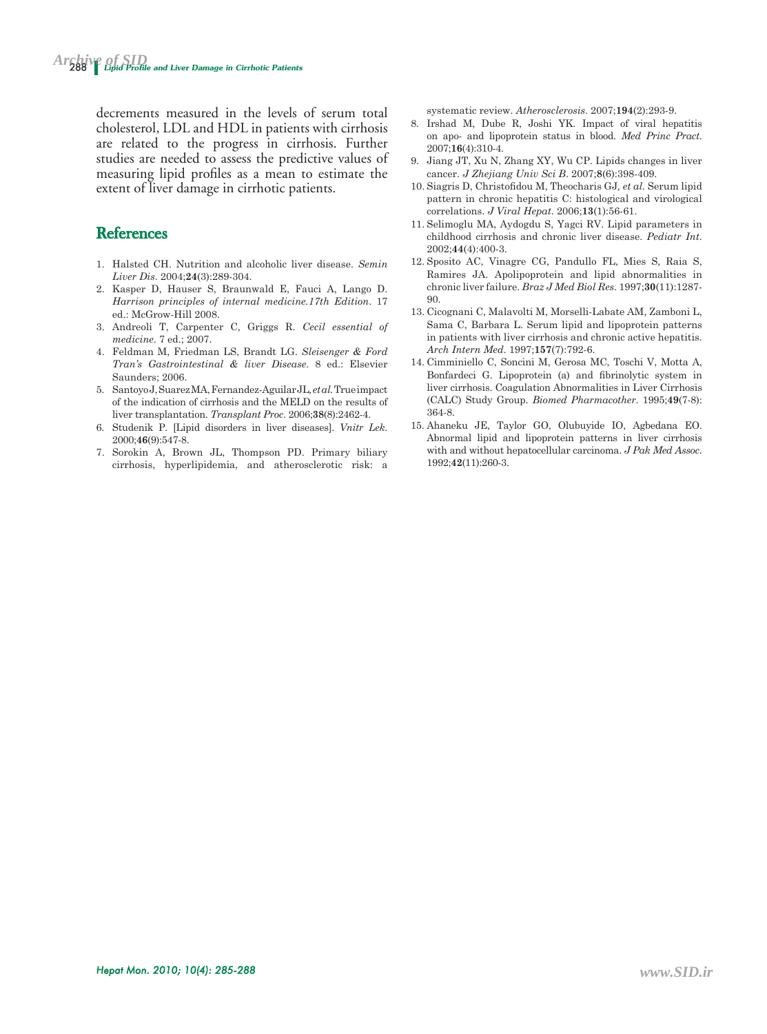decrements measured in the levels of serum total cholesterol, LDL and HDL in patients with cirrhosis are related to the progress in cirrhosis. Further studies are needed to assess the predictive values of measuring lipid profiles as a mean to estimate the extent of liver damage in cirrhotic patients.

## References

1. Halsted CH. Nutrition and alcoholic liver disease. *Semin Liver Dis*. 2004;**24**(3):289-304.
2. Kasper D, Hauser S, Braunwald E, Fauci A, Lango D. *Harrison principles of internal medicine.17th Edition*. 17 ed.: McGrow-Hill 2008.
3. Andreoli T, Carpenter C, Griggs R. *Cecil essential of medicine*. 7 ed.; 2007.
4. Feldman M, Friedman LS, Brandt LG. *Sleisenger & Ford Tran's Gastrointestinal & liver Disease*. 8 ed.: Elsevier Saunders; 2006.
5. Santoyo J, Suarez MA, Fernandez-Aguilar JL, *et al*. True impact of the indication of cirrhosis and the MELD on the results of liver transplantation. *Transplant Proc*. 2006;**38**(8):2462-4.
6. Studenik P. [Lipid disorders in liver diseases]. *Vnitr Lek*. 2000;**46**(9):547-8.
7. Sorokin A, Brown JL, Thompson PD. Primary biliary cirrhosis, hyperlipidemia, and atherosclerotic risk: a systematic review. *Atherosclerosis*. 2007;**194**(2):293-9.
8. Irshad M, Dube R, Joshi YK. Impact of viral hepatitis on apo- and lipoprotein status in blood. *Med Princ Pract*. 2007;**16**(4):310-4.
9. Jiang JT, Xu N, Zhang XY, Wu CP. Lipids changes in liver cancer. *J Zhejiang Univ Sci B*. 2007;**8**(6):398-409.
10. Siagris D, Christofidou M, Theocharis GJ, *et al*. Serum lipid pattern in chronic hepatitis C: histological and virological correlations. *J Viral Hepat*. 2006;**13**(1):56-61.
11. Selimoglu MA, Aydogdu S, Yagci RV. Lipid parameters in childhood cirrhosis and chronic liver disease. *Pediatr Int*. 2002;**44**(4):400-3.
12. Sposito AC, Vinagre CG, Pandullo FL, Mies S, Raia S, Ramires JA. Apolipoprotein and lipid abnormalities in chronic liver failure. *Braz J Med Biol Res*. 1997;**30**(11):1287-90.
13. Cicognani C, Malavolti M, Morselli-Labate AM, Zamboni L, Sama C, Barbara L. Serum lipid and lipoprotein patterns in patients with liver cirrhosis and chronic active hepatitis. *Arch Intern Med*. 1997;**157**(7):792-6.
14. Cimminiello C, Soncini M, Gerosa MC, Toschi V, Motta A, Bonfardeci G. Lipoprotein (a) and fibrinolytic system in liver cirrhosis. Coagulation Abnormalities in Liver Cirrhosis (CALC) Study Group. *Biomed Pharmacother*. 1995;**49**(7-8):364-8.
15. Ahaneku JE, Taylor GO, Olubuyide IO, Agbedana EO. Abnormal lipid and lipoprotein patterns in liver cirrhosis with and without hepatocellular carcinoma. *J Pak Med Assoc*. 1992;**42**(11):260-3.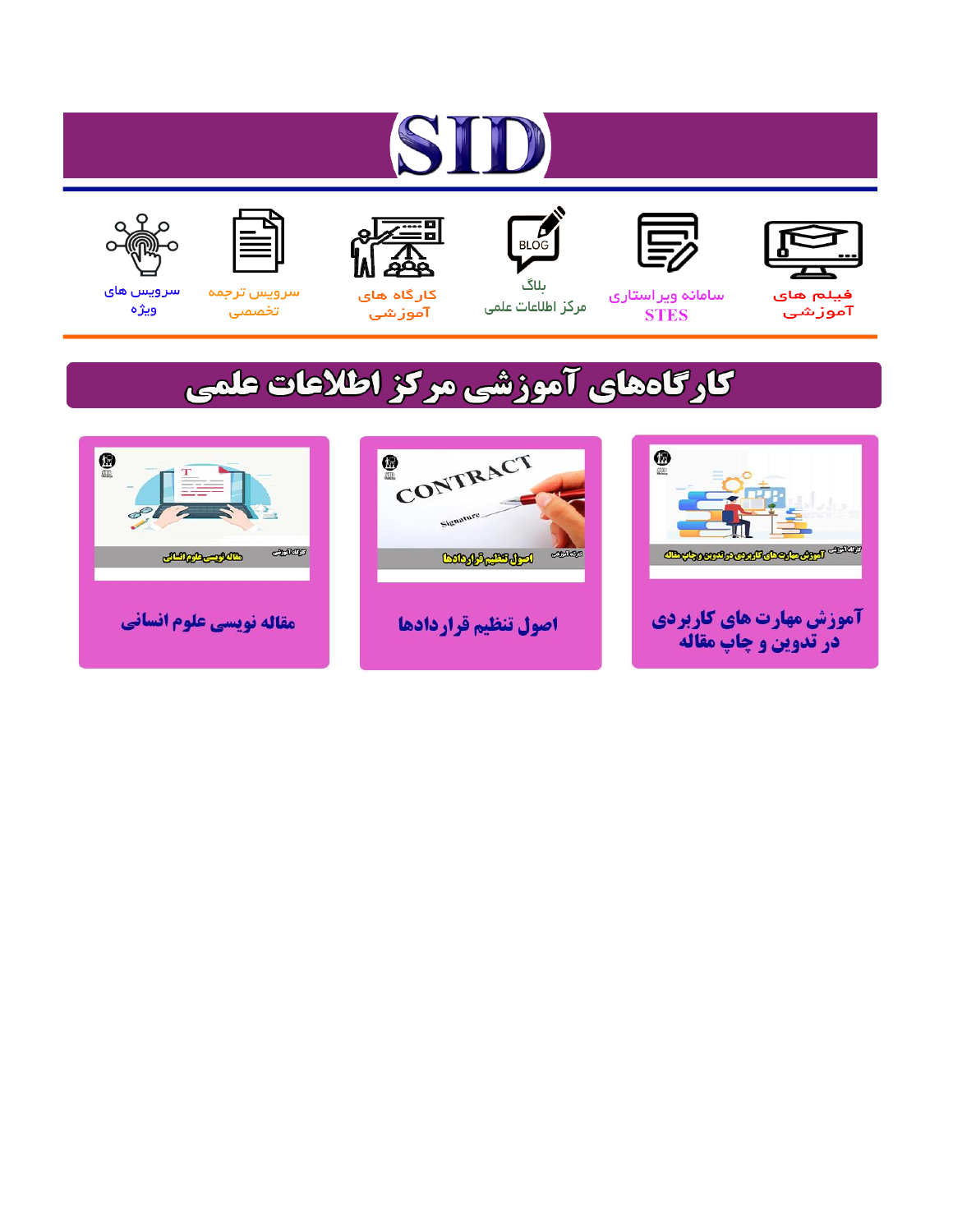# SID

فیلم های آموزشی

سامانه ویراستاری STES

بلاگ مرکز اطلاعات علمی

کارگاه های آموزشی

سرویس ترجمه تخصصی

سرویس های ویژه

## کارگاه‌های آموزشی مرکز اطلاعات علمی

آموزش مهارت های کاربردی در تدوین و چاپ مقاله

اصول تنظیم قراردادها

مقاله نویسی علوم انسانی